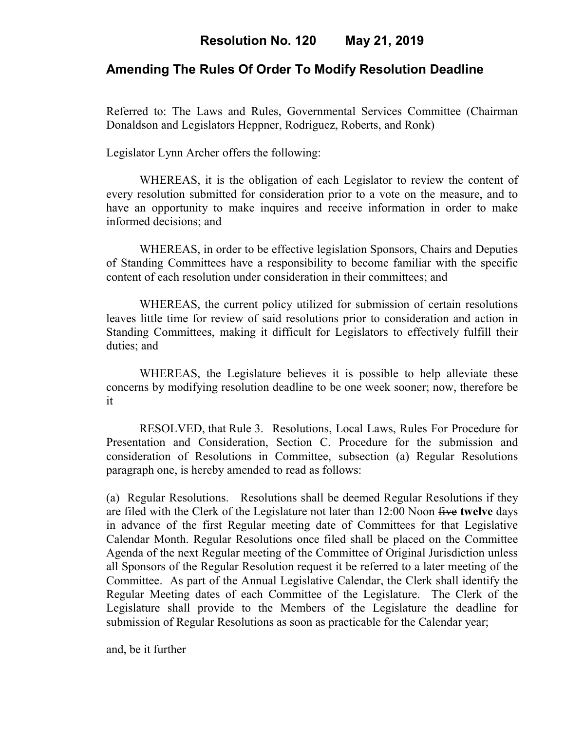# Resolution No. 120 May 21, 2019

## Amending The Rules Of Order To Modify Resolution Deadline

Referred to: The Laws and Rules, Governmental Services Committee (Chairman Donaldson and Legislators Heppner, Rodriguez, Roberts, and Ronk)

Legislator Lynn Archer offers the following:

WHEREAS, it is the obligation of each Legislator to review the content of every resolution submitted for consideration prior to a vote on the measure, and to have an opportunity to make inquires and receive information in order to make informed decisions; and

WHEREAS, in order to be effective legislation Sponsors, Chairs and Deputies of Standing Committees have a responsibility to become familiar with the specific content of each resolution under consideration in their committees; and

WHEREAS, the current policy utilized for submission of certain resolutions leaves little time for review of said resolutions prior to consideration and action in Standing Committees, making it difficult for Legislators to effectively fulfill their duties; and

WHEREAS, the Legislature believes it is possible to help alleviate these concerns by modifying resolution deadline to be one week sooner; now, therefore be it

RESOLVED, that Rule 3. Resolutions, Local Laws, Rules For Procedure for Presentation and Consideration, Section C. Procedure for the submission and consideration of Resolutions in Committee, subsection (a) Regular Resolutions paragraph one, is hereby amended to read as follows:

(a) Regular Resolutions. Resolutions shall be deemed Regular Resolutions if they are filed with the Clerk of the Legislature not later than 12:00 Noon ~~five~~ **twelve** days in advance of the first Regular meeting date of Committees for that Legislative Calendar Month. Regular Resolutions once filed shall be placed on the Committee Agenda of the next Regular meeting of the Committee of Original Jurisdiction unless all Sponsors of the Regular Resolution request it be referred to a later meeting of the Committee. As part of the Annual Legislative Calendar, the Clerk shall identify the Regular Meeting dates of each Committee of the Legislature. The Clerk of the Legislature shall provide to the Members of the Legislature the deadline for submission of Regular Resolutions as soon as practicable for the Calendar year;

and, be it further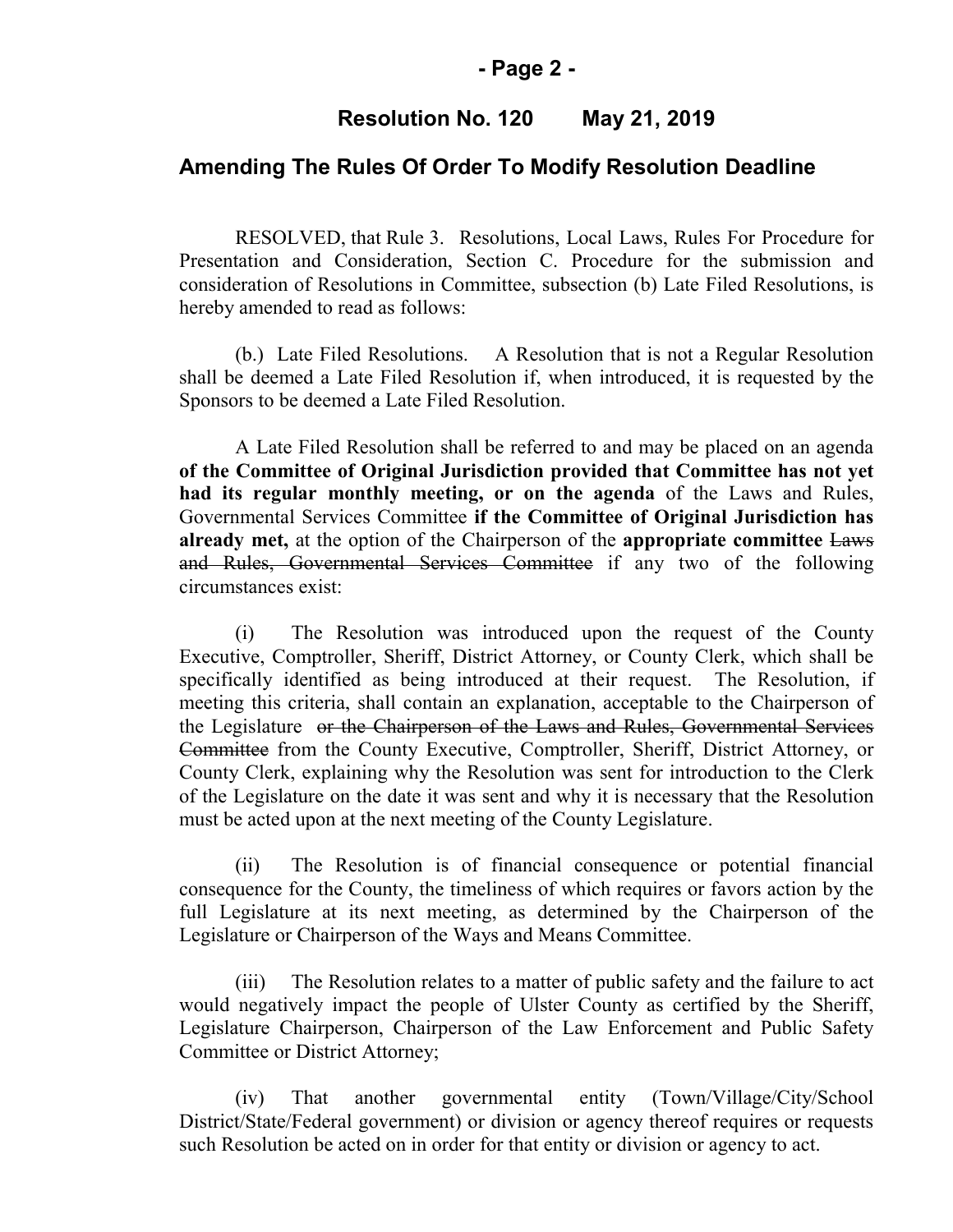**Resolution No. 120 May 21, 2019**

## Amending The Rules Of Order To Modify Resolution Deadline

RESOLVED, that Rule 3. Resolutions, Local Laws, Rules For Procedure for Presentation and Consideration, Section C. Procedure for the submission and consideration of Resolutions in Committee, subsection (b) Late Filed Resolutions, is hereby amended to read as follows:

(b.) Late Filed Resolutions. A Resolution that is not a Regular Resolution shall be deemed a Late Filed Resolution if, when introduced, it is requested by the Sponsors to be deemed a Late Filed Resolution.

A Late Filed Resolution shall be referred to and may be placed on an agenda **of the Committee of Original Jurisdiction provided that Committee has not yet had its regular monthly meeting, or on the agenda** of the Laws and Rules, Governmental Services Committee **if the Committee of Original Jurisdiction has already met,** at the option of the Chairperson of the **appropriate committee** ~~Laws and Rules, Governmental Services Committee~~ if any two of the following circumstances exist:

(i) The Resolution was introduced upon the request of the County Executive, Comptroller, Sheriff, District Attorney, or County Clerk, which shall be specifically identified as being introduced at their request. The Resolution, if meeting this criteria, shall contain an explanation, acceptable to the Chairperson of the Legislature ~~or the Chairperson of the Laws and Rules, Governmental Services Committee~~ from the County Executive, Comptroller, Sheriff, District Attorney, or County Clerk, explaining why the Resolution was sent for introduction to the Clerk of the Legislature on the date it was sent and why it is necessary that the Resolution must be acted upon at the next meeting of the County Legislature.

(ii) The Resolution is of financial consequence or potential financial consequence for the County, the timeliness of which requires or favors action by the full Legislature at its next meeting, as determined by the Chairperson of the Legislature or Chairperson of the Ways and Means Committee.

(iii) The Resolution relates to a matter of public safety and the failure to act would negatively impact the people of Ulster County as certified by the Sheriff, Legislature Chairperson, Chairperson of the Law Enforcement and Public Safety Committee or District Attorney;

(iv) That another governmental entity (Town/Village/City/School District/State/Federal government) or division or agency thereof requires or requests such Resolution be acted on in order for that entity or division or agency to act.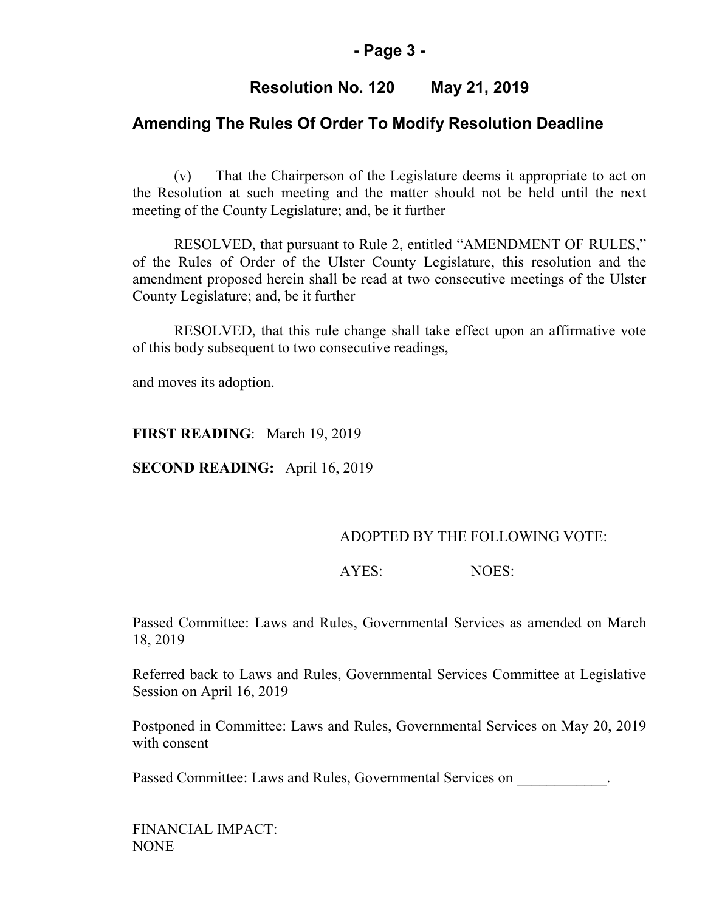## Resolution No. 120 May 21, 2019

## Amending The Rules Of Order To Modify Resolution Deadline

(v) That the Chairperson of the Legislature deems it appropriate to act on the Resolution at such meeting and the matter should not be held until the next meeting of the County Legislature; and, be it further

RESOLVED, that pursuant to Rule 2, entitled "AMENDMENT OF RULES," of the Rules of Order of the Ulster County Legislature, this resolution and the amendment proposed herein shall be read at two consecutive meetings of the Ulster County Legislature; and, be it further

RESOLVED, that this rule change shall take effect upon an affirmative vote of this body subsequent to two consecutive readings,

and moves its adoption.

**FIRST READING**: March 19, 2019

**SECOND READING:** April 16, 2019

ADOPTED BY THE FOLLOWING VOTE:

AYES: NOES:

Passed Committee: Laws and Rules, Governmental Services as amended on March 18, 2019

Referred back to Laws and Rules, Governmental Services Committee at Legislative Session on April 16, 2019

Postponed in Committee: Laws and Rules, Governmental Services on May 20, 2019 with consent

Passed Committee: Laws and Rules, Governmental Services on ____________.

FINANCIAL IMPACT:
NONE